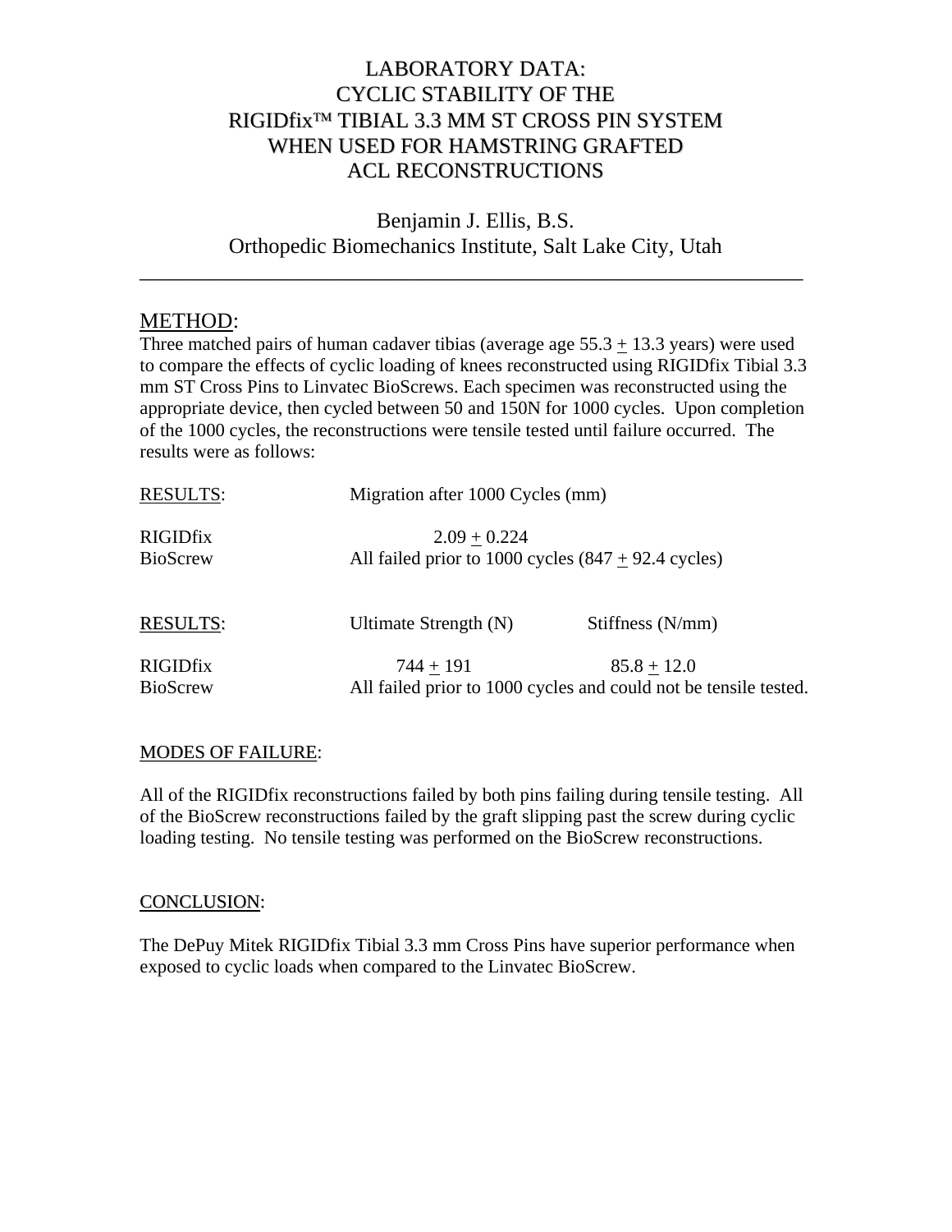# LABORATORY DATA:
# CYCLIC STABILITY OF THE
# RIGIDfix™ TIBIAL 3.3 MM ST CROSS PIN SYSTEM
# WHEN USED FOR HAMSTRING GRAFTED
# ACL RECONSTRUCTIONS

Benjamin J. Ellis, B.S.
Orthopedic Biomechanics Institute, Salt Lake City, Utah

---

## METHOD:

Three matched pairs of human cadaver tibias (average age 55.3 $\pm$ 13.3 years) were used to compare the effects of cyclic loading of knees reconstructed using RIGIDfix Tibial 3.3 mm ST Cross Pins to Linvatec BioScrews. Each specimen was reconstructed using the appropriate device, then cycled between 50 and 150N for 1000 cycles. Upon completion of the 1000 cycles, the reconstructions were tensile tested until failure occurred. The results were as follows:

| RESULTS: | Migration after 1000 Cycles (mm) |
|---|---|
| RIGIDfix | 2.09 $\pm$ 0.224 |
| BioScrew | All failed prior to 1000 cycles (847 $\pm$ 92.4 cycles) |

| RESULTS: | Ultimate Strength (N) | Stiffness (N/mm) |
|---|---|---|
| RIGIDfix | 744 $\pm$ 191 | 85.8 $\pm$ 12.0 |
| BioScrew | All failed prior to 1000 cycles and could not be tensile tested. | |

## MODES OF FAILURE:

All of the RIGIDfix reconstructions failed by both pins failing during tensile testing. All of the BioScrew reconstructions failed by the graft slipping past the screw during cyclic loading testing. No tensile testing was performed on the BioScrew reconstructions.

## CONCLUSION:

The DePuy Mitek RIGIDfix Tibial 3.3 mm Cross Pins have superior performance when exposed to cyclic loads when compared to the Linvatec BioScrew.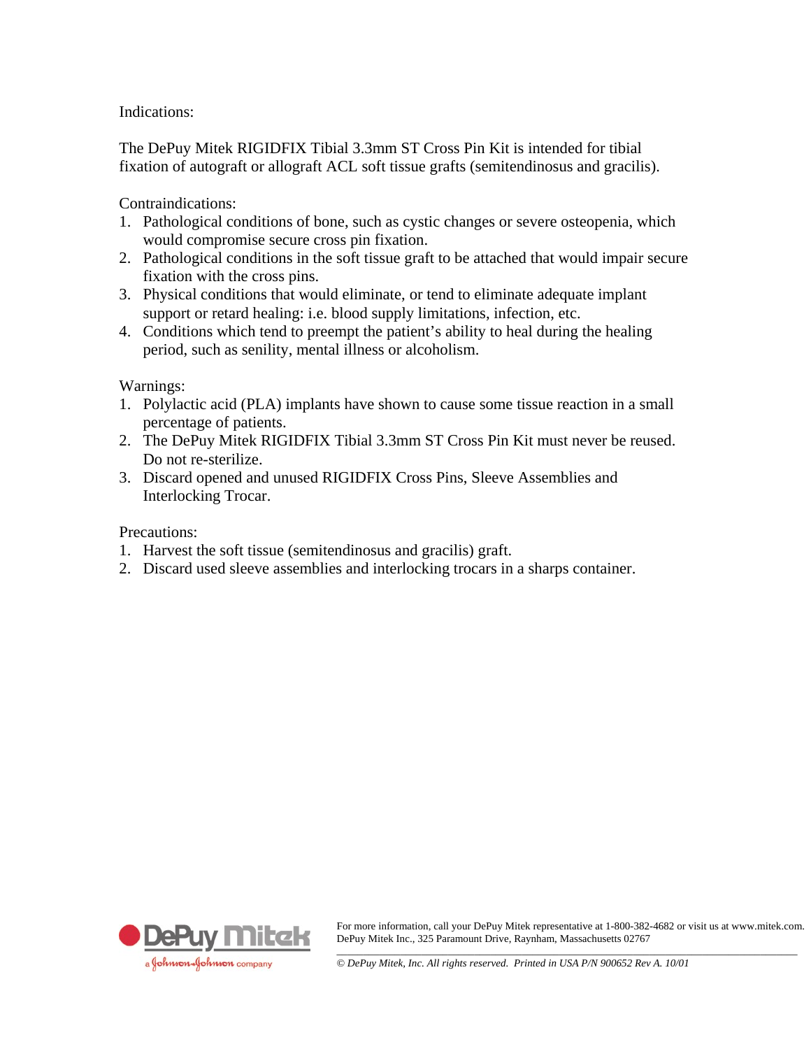Indications:

The DePuy Mitek RIGIDFIX Tibial 3.3mm ST Cross Pin Kit is intended for tibial fixation of autograft or allograft ACL soft tissue grafts (semitendinosus and gracilis).

Contraindications:

1. Pathological conditions of bone, such as cystic changes or severe osteopenia, which would compromise secure cross pin fixation.
2. Pathological conditions in the soft tissue graft to be attached that would impair secure fixation with the cross pins.
3. Physical conditions that would eliminate, or tend to eliminate adequate implant support or retard healing: i.e. blood supply limitations, infection, etc.
4. Conditions which tend to preempt the patient's ability to heal during the healing period, such as senility, mental illness or alcoholism.

Warnings:

1. Polylactic acid (PLA) implants have shown to cause some tissue reaction in a small percentage of patients.
2. The DePuy Mitek RIGIDFIX Tibial 3.3mm ST Cross Pin Kit must never be reused. Do not re-sterilize.
3. Discard opened and unused RIGIDFIX Cross Pins, Sleeve Assemblies and Interlocking Trocar.

Precautions:

1. Harvest the soft tissue (semitendinosus and gracilis) graft.
2. Discard used sleeve assemblies and interlocking trocars in a sharps container.

DePuy Mitek
a Johnson & Johnson company

For more information, call your DePuy Mitek representative at 1-800-382-4682 or visit us at www.mitek.com.
DePuy Mitek Inc., 325 Paramount Drive, Raynham, Massachusetts 02767

*© DePuy Mitek, Inc. All rights reserved. Printed in USA P/N 900652 Rev A. 10/01*